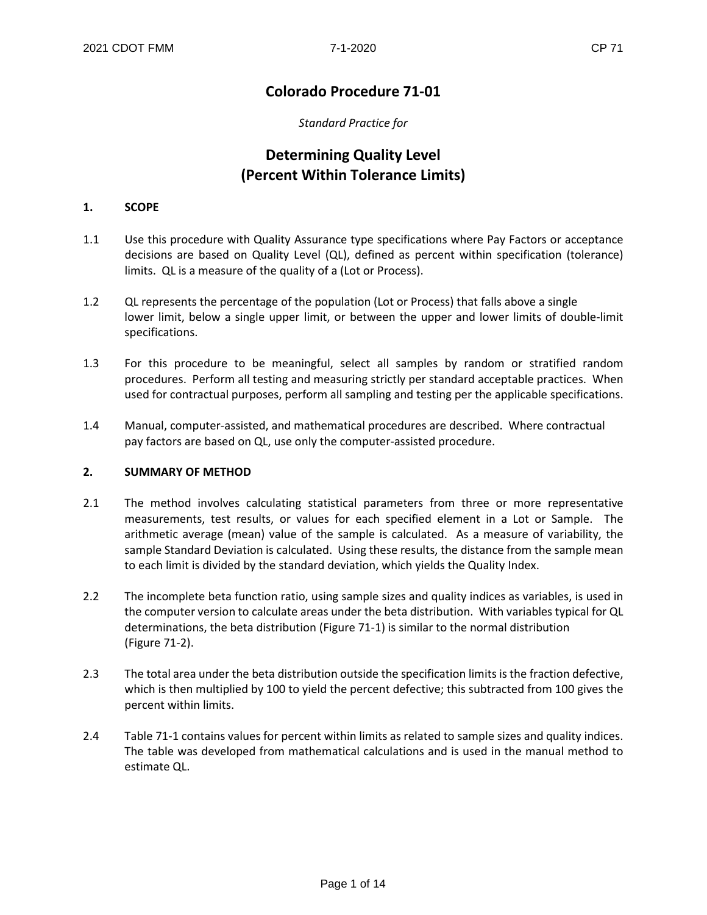# Colorado Procedure 71-01

*Standard Practice for*

# Determining Quality Level (Percent Within Tolerance Limits)

## 1. SCOPE

1.1 Use this procedure with Quality Assurance type specifications where Pay Factors or acceptance decisions are based on Quality Level (QL), defined as percent within specification (tolerance) limits. QL is a measure of the quality of a (Lot or Process).

1.2 QL represents the percentage of the population (Lot or Process) that falls above a single lower limit, below a single upper limit, or between the upper and lower limits of double-limit specifications.

1.3 For this procedure to be meaningful, select all samples by random or stratified random procedures. Perform all testing and measuring strictly per standard acceptable practices. When used for contractual purposes, perform all sampling and testing per the applicable specifications.

1.4 Manual, computer-assisted, and mathematical procedures are described. Where contractual pay factors are based on QL, use only the computer-assisted procedure.

## 2. SUMMARY OF METHOD

2.1 The method involves calculating statistical parameters from three or more representative measurements, test results, or values for each specified element in a Lot or Sample. The arithmetic average (mean) value of the sample is calculated. As a measure of variability, the sample Standard Deviation is calculated. Using these results, the distance from the sample mean to each limit is divided by the standard deviation, which yields the Quality Index.

2.2 The incomplete beta function ratio, using sample sizes and quality indices as variables, is used in the computer version to calculate areas under the beta distribution. With variables typical for QL determinations, the beta distribution (Figure 71-1) is similar to the normal distribution (Figure 71-2).

2.3 The total area under the beta distribution outside the specification limits is the fraction defective, which is then multiplied by 100 to yield the percent defective; this subtracted from 100 gives the percent within limits.

2.4 Table 71-1 contains values for percent within limits as related to sample sizes and quality indices. The table was developed from mathematical calculations and is used in the manual method to estimate QL.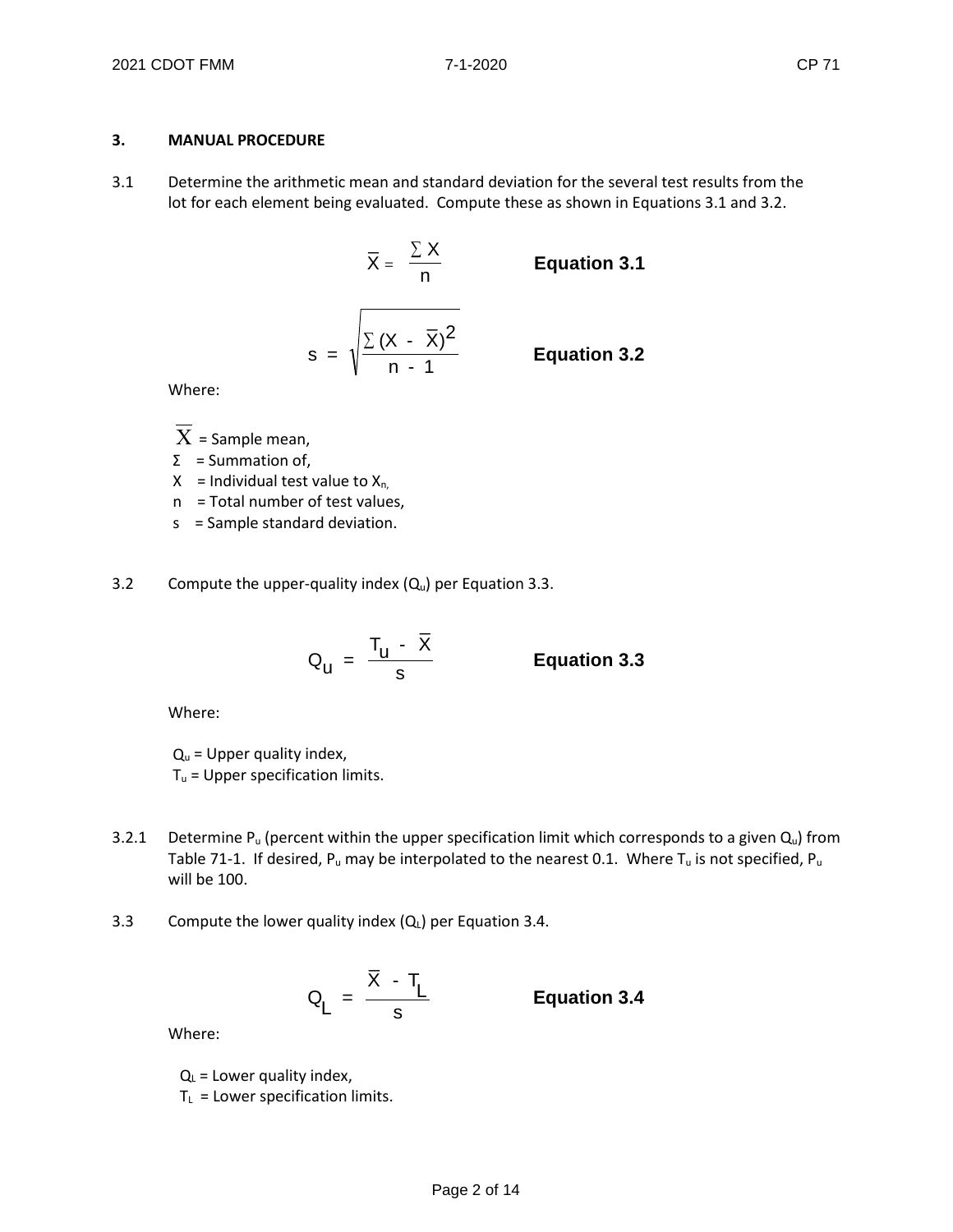### 3. MANUAL PROCEDURE

3.1 Determine the arithmetic mean and standard deviation for the several test results from the lot for each element being evaluated. Compute these as shown in Equations 3.1 and 3.2.

$$\overline{X} = \frac{\sum X}{n} \qquad \textbf{Equation 3.1}$$

$$s = \sqrt{\frac{\sum (X - \overline{X})^2}{n - 1}} \qquad \textbf{Equation 3.2}$$

Where:

- $\overline{X}$ = Sample mean,
- Σ = Summation of,
- X = Individual test value to $X_n$,
- n = Total number of test values,
- s = Sample standard deviation.

3.2 Compute the upper-quality index ($Q_u$) per Equation 3.3.

$$Q_u = \frac{T_u - \overline{X}}{s} \qquad \textbf{Equation 3.3}$$

Where:

- $Q_u$ = Upper quality index,
- $T_u$ = Upper specification limits.

3.2.1 Determine $P_u$ (percent within the upper specification limit which corresponds to a given $Q_u$) from Table 71-1. If desired, $P_u$ may be interpolated to the nearest 0.1. Where $T_u$ is not specified, $P_u$ will be 100.

3.3 Compute the lower quality index ($Q_L$) per Equation 3.4.

$$Q_L = \frac{\overline{X} - T_L}{s} \qquad \textbf{Equation 3.4}$$

Where:

- $Q_L$ = Lower quality index,
- $T_L$ = Lower specification limits.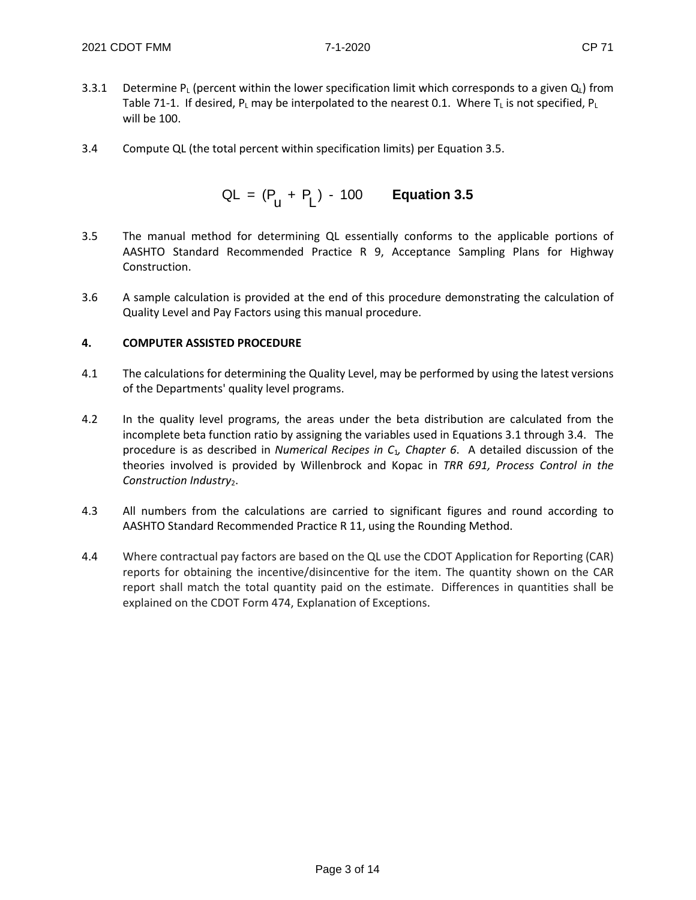3.3.1 Determine $P_L$ (percent within the lower specification limit which corresponds to a given $Q_L$) from Table 71-1. If desired, $P_L$ may be interpolated to the nearest 0.1. Where $T_L$ is not specified, $P_L$ will be 100.

3.4 Compute QL (the total percent within specification limits) per Equation 3.5.

$$QL = (P_u + P_L) - 100 \qquad \textbf{Equation 3.5}$$

3.5 The manual method for determining QL essentially conforms to the applicable portions of AASHTO Standard Recommended Practice R 9, Acceptance Sampling Plans for Highway Construction.

3.6 A sample calculation is provided at the end of this procedure demonstrating the calculation of Quality Level and Pay Factors using this manual procedure.

## 4. COMPUTER ASSISTED PROCEDURE

4.1 The calculations for determining the Quality Level, may be performed by using the latest versions of the Departments' quality level programs.

4.2 In the quality level programs, the areas under the beta distribution are calculated from the incomplete beta function ratio by assigning the variables used in Equations 3.1 through 3.4. The procedure is as described in *Numerical Recipes in C*[1], *Chapter 6*. A detailed discussion of the theories involved is provided by Willenbrock and Kopac in *TRR 691, Process Control in the Construction Industry*[2].

4.3 All numbers from the calculations are carried to significant figures and round according to AASHTO Standard Recommended Practice R 11, using the Rounding Method.

4.4 Where contractual pay factors are based on the QL use the CDOT Application for Reporting (CAR) reports for obtaining the incentive/disincentive for the item. The quantity shown on the CAR report shall match the total quantity paid on the estimate. Differences in quantities shall be explained on the CDOT Form 474, Explanation of Exceptions.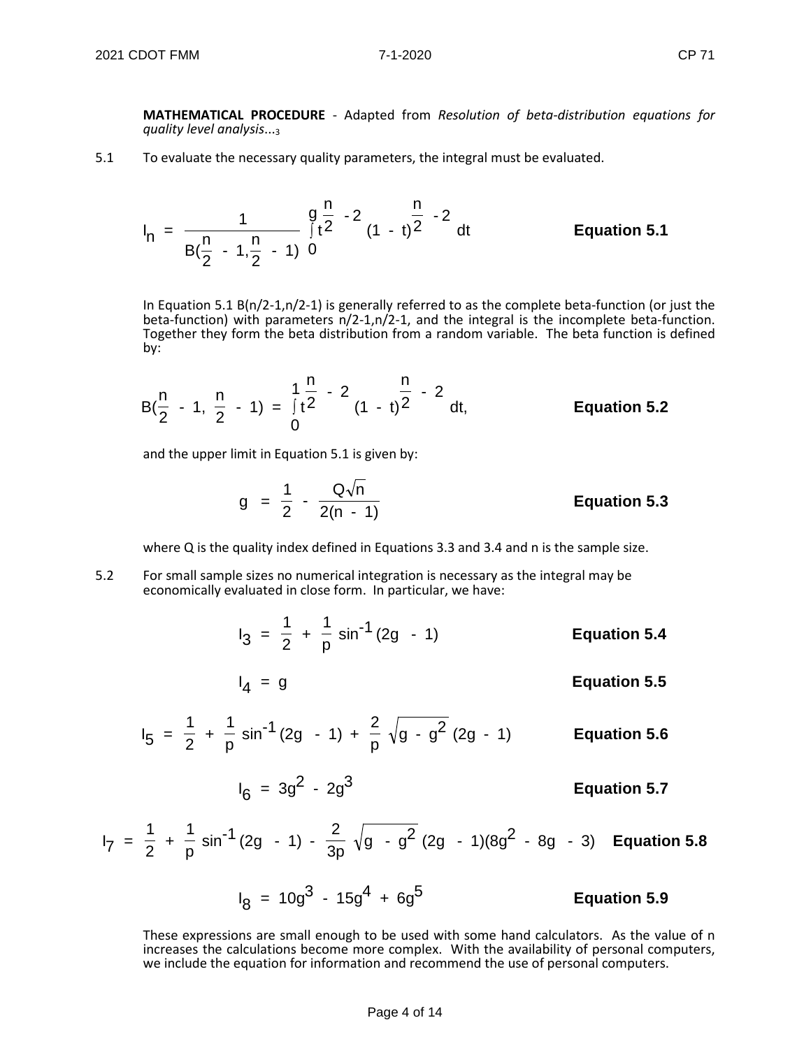**MATHEMATICAL PROCEDURE** - Adapted from *Resolution of beta-distribution equations for quality level analysis*...[3]

5.1 To evaluate the necessary quality parameters, the integral must be evaluated.

$$I_n = \frac{1}{B(\frac{n}{2} - 1, \frac{n}{2} - 1)} \int_0^g t^{\frac{n}{2} - 2} (1 - t)^{\frac{n}{2} - 2} dt \qquad \textbf{Equation 5.1}$$

In Equation 5.1 B(n/2-1,n/2-1) is generally referred to as the complete beta-function (or just the beta-function) with parameters n/2-1,n/2-1, and the integral is the incomplete beta-function. Together they form the beta distribution from a random variable. The beta function is defined by:

$$B(\frac{n}{2} - 1, \frac{n}{2} - 1) = \int_0^1 t^{\frac{n}{2} - 2} (1 - t)^{\frac{n}{2} - 2} dt, \qquad \textbf{Equation 5.2}$$

and the upper limit in Equation 5.1 is given by:

$$g = \frac{1}{2} - \frac{Q\sqrt{n}}{2(n - 1)} \qquad \textbf{Equation 5.3}$$

where Q is the quality index defined in Equations 3.3 and 3.4 and n is the sample size.

5.2 For small sample sizes no numerical integration is necessary as the integral may be economically evaluated in close form. In particular, we have:

$$I_3 = \frac{1}{2} + \frac{1}{p} \sin^{-1}(2g - 1) \qquad \textbf{Equation 5.4}$$

$$I_4 = g \qquad \textbf{Equation 5.5}$$

$$I_5 = \frac{1}{2} + \frac{1}{p} \sin^{-1}(2g - 1) + \frac{2}{p} \sqrt{g - g^2} (2g - 1) \qquad \textbf{Equation 5.6}$$

$$I_6 = 3g^2 - 2g^3 \qquad \textbf{Equation 5.7}$$

$$I_7 = \frac{1}{2} + \frac{1}{p} \sin^{-1}(2g - 1) - \frac{2}{3p} \sqrt{g - g^2} (2g - 1)(8g^2 - 8g - 3) \qquad \textbf{Equation 5.8}$$

$$I_8 = 10g^3 - 15g^4 + 6g^5 \qquad \textbf{Equation 5.9}$$

These expressions are small enough to be used with some hand calculators. As the value of n increases the calculations become more complex. With the availability of personal computers, we include the equation for information and recommend the use of personal computers.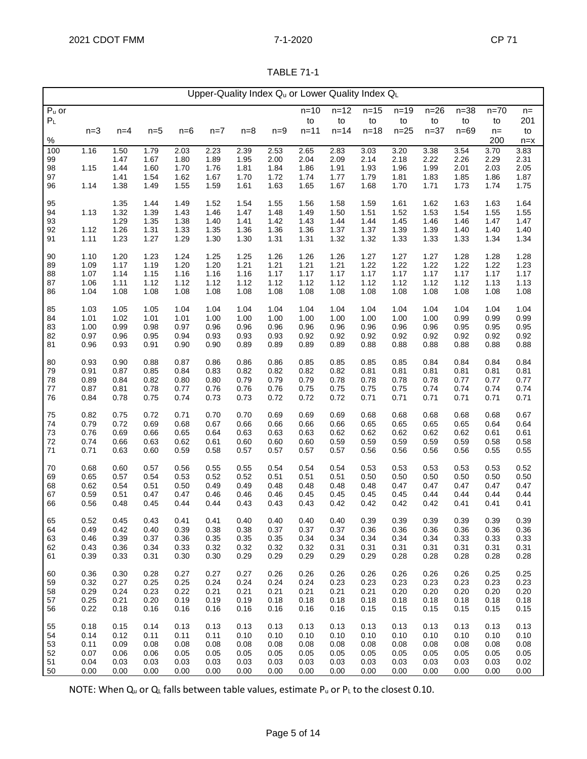TABLE 71-1

| Upper-Quality Index $Q_u$ or Lower Quality Index $Q_L$ | | | | | | | | | | | | | | | |
|---|---|---|---|---|---|---|---|---|---|---|---|---|---|---|---|
| $P_u$ or $P_L$ % | n=3 | n=4 | n=5 | n=6 | n=7 | n=8 | n=9 | n=10 to n=11 | n=12 to n=14 | n=15 to n=18 | n=19 to n=25 | n=26 to n=37 | n=38 to n=69 | n=70 to n= 200 | n= 201 to n=x |
| 100 | 1.16 | 1.50 | 1.79 | 2.03 | 2.23 | 2.39 | 2.53 | 2.65 | 2.83 | 3.03 | 3.20 | 3.38 | 3.54 | 3.70 | 3.83 |
| 99 | | 1.47 | 1.67 | 1.80 | 1.89 | 1.95 | 2.00 | 2.04 | 2.09 | 2.14 | 2.18 | 2.22 | 2.26 | 2.29 | 2.31 |
| 98 | 1.15 | 1.44 | 1.60 | 1.70 | 1.76 | 1.81 | 1.84 | 1.86 | 1.91 | 1.93 | 1.96 | 1.99 | 2.01 | 2.03 | 2.05 |
| 97 | | 1.41 | 1.54 | 1.62 | 1.67 | 1.70 | 1.72 | 1.74 | 1.77 | 1.79 | 1.81 | 1.83 | 1.85 | 1.86 | 1.87 |
| 96 | 1.14 | 1.38 | 1.49 | 1.55 | 1.59 | 1.61 | 1.63 | 1.65 | 1.67 | 1.68 | 1.70 | 1.71 | 1.73 | 1.74 | 1.75 |
| 95 | | 1.35 | 1.44 | 1.49 | 1.52 | 1.54 | 1.55 | 1.56 | 1.58 | 1.59 | 1.61 | 1.62 | 1.63 | 1.63 | 1.64 |
| 94 | 1.13 | 1.32 | 1.39 | 1.43 | 1.46 | 1.47 | 1.48 | 1.49 | 1.50 | 1.51 | 1.52 | 1.53 | 1.54 | 1.55 | 1.55 |
| 93 | | 1.29 | 1.35 | 1.38 | 1.40 | 1.41 | 1.42 | 1.43 | 1.44 | 1.44 | 1.45 | 1.46 | 1.46 | 1.47 | 1.47 |
| 92 | 1.12 | 1.26 | 1.31 | 1.33 | 1.35 | 1.36 | 1.36 | 1.36 | 1.37 | 1.37 | 1.39 | 1.39 | 1.40 | 1.40 | 1.40 |
| 91 | 1.11 | 1.23 | 1.27 | 1.29 | 1.30 | 1.30 | 1.31 | 1.31 | 1.32 | 1.32 | 1.33 | 1.33 | 1.33 | 1.34 | 1.34 |
| 90 | 1.10 | 1.20 | 1.23 | 1.24 | 1.25 | 1.25 | 1.26 | 1.26 | 1.26 | 1.27 | 1.27 | 1.27 | 1.28 | 1.28 | 1.28 |
| 89 | 1.09 | 1.17 | 1.19 | 1.20 | 1.20 | 1.21 | 1.21 | 1.21 | 1.21 | 1.22 | 1.22 | 1.22 | 1.22 | 1.22 | 1.23 |
| 88 | 1.07 | 1.14 | 1.15 | 1.16 | 1.16 | 1.16 | 1.17 | 1.17 | 1.17 | 1.17 | 1.17 | 1.17 | 1.17 | 1.17 | 1.17 |
| 87 | 1.06 | 1.11 | 1.12 | 1.12 | 1.12 | 1.12 | 1.12 | 1.12 | 1.12 | 1.12 | 1.12 | 1.12 | 1.12 | 1.13 | 1.13 |
| 86 | 1.04 | 1.08 | 1.08 | 1.08 | 1.08 | 1.08 | 1.08 | 1.08 | 1.08 | 1.08 | 1.08 | 1.08 | 1.08 | 1.08 | 1.08 |
| 85 | 1.03 | 1.05 | 1.05 | 1.04 | 1.04 | 1.04 | 1.04 | 1.04 | 1.04 | 1.04 | 1.04 | 1.04 | 1.04 | 1.04 | 1.04 |
| 84 | 1.01 | 1.02 | 1.01 | 1.01 | 1.00 | 1.00 | 1.00 | 1.00 | 1.00 | 1.00 | 1.00 | 1.00 | 0.99 | 0.99 | 0.99 |
| 83 | 1.00 | 0.99 | 0.98 | 0.97 | 0.96 | 0.96 | 0.96 | 0.96 | 0.96 | 0.96 | 0.96 | 0.96 | 0.95 | 0.95 | 0.95 |
| 82 | 0.97 | 0.96 | 0.95 | 0.94 | 0.93 | 0.93 | 0.93 | 0.92 | 0.92 | 0.92 | 0.92 | 0.92 | 0.92 | 0.92 | 0.92 |
| 81 | 0.96 | 0.93 | 0.91 | 0.90 | 0.90 | 0.89 | 0.89 | 0.89 | 0.89 | 0.88 | 0.88 | 0.88 | 0.88 | 0.88 | 0.88 |
| 80 | 0.93 | 0.90 | 0.88 | 0.87 | 0.86 | 0.86 | 0.86 | 0.85 | 0.85 | 0.85 | 0.85 | 0.84 | 0.84 | 0.84 | 0.84 |
| 79 | 0.91 | 0.87 | 0.85 | 0.84 | 0.83 | 0.82 | 0.82 | 0.82 | 0.82 | 0.81 | 0.81 | 0.81 | 0.81 | 0.81 | 0.81 |
| 78 | 0.89 | 0.84 | 0.82 | 0.80 | 0.80 | 0.79 | 0.79 | 0.79 | 0.78 | 0.78 | 0.78 | 0.78 | 0.77 | 0.77 | 0.77 |
| 77 | 0.87 | 0.81 | 0.78 | 0.77 | 0.76 | 0.76 | 0.76 | 0.75 | 0.75 | 0.75 | 0.75 | 0.74 | 0.74 | 0.74 | 0.74 |
| 76 | 0.84 | 0.78 | 0.75 | 0.74 | 0.73 | 0.73 | 0.72 | 0.72 | 0.72 | 0.71 | 0.71 | 0.71 | 0.71 | 0.71 | 0.71 |
| 75 | 0.82 | 0.75 | 0.72 | 0.71 | 0.70 | 0.70 | 0.69 | 0.69 | 0.69 | 0.68 | 0.68 | 0.68 | 0.68 | 0.68 | 0.67 |
| 74 | 0.79 | 0.72 | 0.69 | 0.68 | 0.67 | 0.66 | 0.66 | 0.66 | 0.66 | 0.65 | 0.65 | 0.65 | 0.65 | 0.64 | 0.64 |
| 73 | 0.76 | 0.69 | 0.66 | 0.65 | 0.64 | 0.63 | 0.63 | 0.63 | 0.62 | 0.62 | 0.62 | 0.62 | 0.62 | 0.61 | 0.61 |
| 72 | 0.74 | 0.66 | 0.63 | 0.62 | 0.61 | 0.60 | 0.60 | 0.60 | 0.59 | 0.59 | 0.59 | 0.59 | 0.59 | 0.58 | 0.58 |
| 71 | 0.71 | 0.63 | 0.60 | 0.59 | 0.58 | 0.57 | 0.57 | 0.57 | 0.57 | 0.56 | 0.56 | 0.56 | 0.56 | 0.55 | 0.55 |
| 70 | 0.68 | 0.60 | 0.57 | 0.56 | 0.55 | 0.55 | 0.54 | 0.54 | 0.54 | 0.53 | 0.53 | 0.53 | 0.53 | 0.53 | 0.52 |
| 69 | 0.65 | 0.57 | 0.54 | 0.53 | 0.52 | 0.52 | 0.51 | 0.51 | 0.51 | 0.50 | 0.50 | 0.50 | 0.50 | 0.50 | 0.50 |
| 68 | 0.62 | 0.54 | 0.51 | 0.50 | 0.49 | 0.49 | 0.48 | 0.48 | 0.48 | 0.48 | 0.47 | 0.47 | 0.47 | 0.47 | 0.47 |
| 67 | 0.59 | 0.51 | 0.47 | 0.47 | 0.46 | 0.46 | 0.46 | 0.45 | 0.45 | 0.45 | 0.45 | 0.44 | 0.44 | 0.44 | 0.44 |
| 66 | 0.56 | 0.48 | 0.45 | 0.44 | 0.44 | 0.43 | 0.43 | 0.43 | 0.42 | 0.42 | 0.42 | 0.42 | 0.41 | 0.41 | 0.41 |
| 65 | 0.52 | 0.45 | 0.43 | 0.41 | 0.41 | 0.40 | 0.40 | 0.40 | 0.40 | 0.39 | 0.39 | 0.39 | 0.39 | 0.39 | 0.39 |
| 64 | 0.49 | 0.42 | 0.40 | 0.39 | 0.38 | 0.38 | 0.37 | 0.37 | 0.37 | 0.36 | 0.36 | 0.36 | 0.36 | 0.36 | 0.36 |
| 63 | 0.46 | 0.39 | 0.37 | 0.36 | 0.35 | 0.35 | 0.35 | 0.34 | 0.34 | 0.34 | 0.34 | 0.34 | 0.33 | 0.33 | 0.33 |
| 62 | 0.43 | 0.36 | 0.34 | 0.33 | 0.32 | 0.32 | 0.32 | 0.32 | 0.31 | 0.31 | 0.31 | 0.31 | 0.31 | 0.31 | 0.31 |
| 61 | 0.39 | 0.33 | 0.31 | 0.30 | 0.30 | 0.29 | 0.29 | 0.29 | 0.29 | 0.29 | 0.28 | 0.28 | 0.28 | 0.28 | 0.28 |
| 60 | 0.36 | 0.30 | 0.28 | 0.27 | 0.27 | 0.27 | 0.26 | 0.26 | 0.26 | 0.26 | 0.26 | 0.26 | 0.26 | 0.25 | 0.25 |
| 59 | 0.32 | 0.27 | 0.25 | 0.25 | 0.24 | 0.24 | 0.24 | 0.24 | 0.23 | 0.23 | 0.23 | 0.23 | 0.23 | 0.23 | 0.23 |
| 58 | 0.29 | 0.24 | 0.23 | 0.22 | 0.21 | 0.21 | 0.21 | 0.21 | 0.21 | 0.21 | 0.20 | 0.20 | 0.20 | 0.20 | 0.20 |
| 57 | 0.25 | 0.21 | 0.20 | 0.19 | 0.19 | 0.19 | 0.18 | 0.18 | 0.18 | 0.18 | 0.18 | 0.18 | 0.18 | 0.18 | 0.18 |
| 56 | 0.22 | 0.18 | 0.16 | 0.16 | 0.16 | 0.16 | 0.16 | 0.16 | 0.16 | 0.15 | 0.15 | 0.15 | 0.15 | 0.15 | 0.15 |
| 55 | 0.18 | 0.15 | 0.14 | 0.13 | 0.13 | 0.13 | 0.13 | 0.13 | 0.13 | 0.13 | 0.13 | 0.13 | 0.13 | 0.13 | 0.13 |
| 54 | 0.14 | 0.12 | 0.11 | 0.11 | 0.11 | 0.10 | 0.10 | 0.10 | 0.10 | 0.10 | 0.10 | 0.10 | 0.10 | 0.10 | 0.10 |
| 53 | 0.11 | 0.09 | 0.08 | 0.08 | 0.08 | 0.08 | 0.08 | 0.08 | 0.08 | 0.08 | 0.08 | 0.08 | 0.08 | 0.08 | 0.08 |
| 52 | 0.07 | 0.06 | 0.06 | 0.05 | 0.05 | 0.05 | 0.05 | 0.05 | 0.05 | 0.05 | 0.05 | 0.05 | 0.05 | 0.05 | 0.05 |
| 51 | 0.04 | 0.03 | 0.03 | 0.03 | 0.03 | 0.03 | 0.03 | 0.03 | 0.03 | 0.03 | 0.03 | 0.03 | 0.03 | 0.03 | 0.02 |
| 50 | 0.00 | 0.00 | 0.00 | 0.00 | 0.00 | 0.00 | 0.00 | 0.00 | 0.00 | 0.00 | 0.00 | 0.00 | 0.00 | 0.00 | 0.00 |

NOTE: When $Q_u$ or $Q_L$ falls between table values, estimate $P_u$ or $P_L$ to the closest 0.10.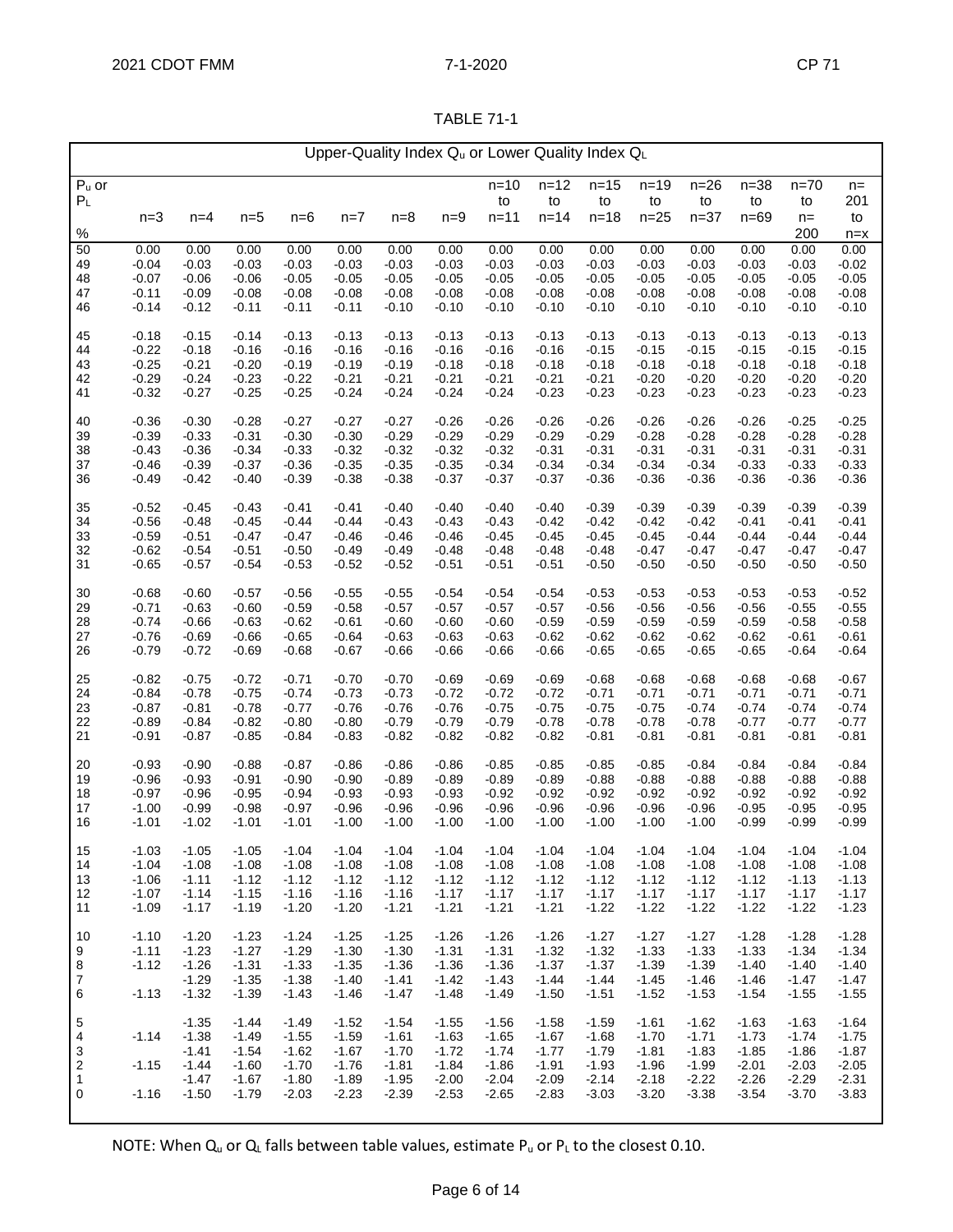TABLE 71-1

| Upper-Quality Index $Q_u$ or Lower Quality Index $Q_L$ | | | | | | | | | | | | | | | |
|---|---|---|---|---|---|---|---|---|---|---|---|---|---|---|---|
| $P_u$ or $P_L$ % | n=3 | n=4 | n=5 | n=6 | n=7 | n=8 | n=9 | n=10 to n=11 | n=12 to n=14 | n=15 to n=18 | n=19 to n=25 | n=26 to n=37 | n=38 to n=69 | n=70 to n= 200 | n= 201 to n=x |
| 50 | 0.00 | 0.00 | 0.00 | 0.00 | 0.00 | 0.00 | 0.00 | 0.00 | 0.00 | 0.00 | 0.00 | 0.00 | 0.00 | 0.00 | 0.00 |
| 49 | -0.04 | -0.03 | -0.03 | -0.03 | -0.03 | -0.03 | -0.03 | -0.03 | -0.03 | -0.03 | -0.03 | -0.03 | -0.03 | -0.03 | -0.02 |
| 48 | -0.07 | -0.06 | -0.06 | -0.05 | -0.05 | -0.05 | -0.05 | -0.05 | -0.05 | -0.05 | -0.05 | -0.05 | -0.05 | -0.05 | -0.05 |
| 47 | -0.11 | -0.09 | -0.08 | -0.08 | -0.08 | -0.08 | -0.08 | -0.08 | -0.08 | -0.08 | -0.08 | -0.08 | -0.08 | -0.08 | -0.08 |
| 46 | -0.14 | -0.12 | -0.11 | -0.11 | -0.11 | -0.10 | -0.10 | -0.10 | -0.10 | -0.10 | -0.10 | -0.10 | -0.10 | -0.10 | -0.10 |
| 45 | -0.18 | -0.15 | -0.14 | -0.13 | -0.13 | -0.13 | -0.13 | -0.13 | -0.13 | -0.13 | -0.13 | -0.13 | -0.13 | -0.13 | -0.13 |
| 44 | -0.22 | -0.18 | -0.16 | -0.16 | -0.16 | -0.16 | -0.16 | -0.16 | -0.16 | -0.15 | -0.15 | -0.15 | -0.15 | -0.15 | -0.15 |
| 43 | -0.25 | -0.21 | -0.20 | -0.19 | -0.19 | -0.19 | -0.18 | -0.18 | -0.18 | -0.18 | -0.18 | -0.18 | -0.18 | -0.18 | -0.18 |
| 42 | -0.29 | -0.24 | -0.23 | -0.22 | -0.21 | -0.21 | -0.21 | -0.21 | -0.21 | -0.21 | -0.20 | -0.20 | -0.20 | -0.20 | -0.20 |
| 41 | -0.32 | -0.27 | -0.25 | -0.25 | -0.24 | -0.24 | -0.24 | -0.24 | -0.23 | -0.23 | -0.23 | -0.23 | -0.23 | -0.23 | -0.23 |
| 40 | -0.36 | -0.30 | -0.28 | -0.27 | -0.27 | -0.27 | -0.26 | -0.26 | -0.26 | -0.26 | -0.26 | -0.26 | -0.26 | -0.25 | -0.25 |
| 39 | -0.39 | -0.33 | -0.31 | -0.30 | -0.30 | -0.29 | -0.29 | -0.29 | -0.29 | -0.29 | -0.28 | -0.28 | -0.28 | -0.28 | -0.28 |
| 38 | -0.43 | -0.36 | -0.34 | -0.33 | -0.32 | -0.32 | -0.32 | -0.32 | -0.31 | -0.31 | -0.31 | -0.31 | -0.31 | -0.31 | -0.31 |
| 37 | -0.46 | -0.39 | -0.37 | -0.36 | -0.35 | -0.35 | -0.35 | -0.34 | -0.34 | -0.34 | -0.34 | -0.34 | -0.33 | -0.33 | -0.33 |
| 36 | -0.49 | -0.42 | -0.40 | -0.39 | -0.38 | -0.38 | -0.37 | -0.37 | -0.37 | -0.36 | -0.36 | -0.36 | -0.36 | -0.36 | -0.36 |
| 35 | -0.52 | -0.45 | -0.43 | -0.41 | -0.41 | -0.40 | -0.40 | -0.40 | -0.40 | -0.39 | -0.39 | -0.39 | -0.39 | -0.39 | -0.39 |
| 34 | -0.56 | -0.48 | -0.45 | -0.44 | -0.44 | -0.43 | -0.43 | -0.43 | -0.42 | -0.42 | -0.42 | -0.42 | -0.41 | -0.41 | -0.41 |
| 33 | -0.59 | -0.51 | -0.47 | -0.47 | -0.46 | -0.46 | -0.46 | -0.45 | -0.45 | -0.45 | -0.45 | -0.44 | -0.44 | -0.44 | -0.44 |
| 32 | -0.62 | -0.54 | -0.51 | -0.50 | -0.49 | -0.49 | -0.48 | -0.48 | -0.48 | -0.48 | -0.47 | -0.47 | -0.47 | -0.47 | -0.47 |
| 31 | -0.65 | -0.57 | -0.54 | -0.53 | -0.52 | -0.52 | -0.51 | -0.51 | -0.51 | -0.50 | -0.50 | -0.50 | -0.50 | -0.50 | -0.50 |
| 30 | -0.68 | -0.60 | -0.57 | -0.56 | -0.55 | -0.55 | -0.54 | -0.54 | -0.54 | -0.53 | -0.53 | -0.53 | -0.53 | -0.53 | -0.52 |
| 29 | -0.71 | -0.63 | -0.60 | -0.59 | -0.58 | -0.57 | -0.57 | -0.57 | -0.57 | -0.56 | -0.56 | -0.56 | -0.56 | -0.55 | -0.55 |
| 28 | -0.74 | -0.66 | -0.63 | -0.62 | -0.61 | -0.60 | -0.60 | -0.60 | -0.59 | -0.59 | -0.59 | -0.59 | -0.59 | -0.58 | -0.58 |
| 27 | -0.76 | -0.69 | -0.66 | -0.65 | -0.64 | -0.63 | -0.63 | -0.63 | -0.62 | -0.62 | -0.62 | -0.62 | -0.62 | -0.61 | -0.61 |
| 26 | -0.79 | -0.72 | -0.69 | -0.68 | -0.67 | -0.66 | -0.66 | -0.66 | -0.66 | -0.65 | -0.65 | -0.65 | -0.65 | -0.64 | -0.64 |
| 25 | -0.82 | -0.75 | -0.72 | -0.71 | -0.70 | -0.70 | -0.69 | -0.69 | -0.69 | -0.68 | -0.68 | -0.68 | -0.68 | -0.68 | -0.67 |
| 24 | -0.84 | -0.78 | -0.75 | -0.74 | -0.73 | -0.73 | -0.72 | -0.72 | -0.72 | -0.71 | -0.71 | -0.71 | -0.71 | -0.71 | -0.71 |
| 23 | -0.87 | -0.81 | -0.78 | -0.77 | -0.76 | -0.76 | -0.76 | -0.75 | -0.75 | -0.75 | -0.75 | -0.74 | -0.74 | -0.74 | -0.74 |
| 22 | -0.89 | -0.84 | -0.82 | -0.80 | -0.80 | -0.79 | -0.79 | -0.79 | -0.78 | -0.78 | -0.78 | -0.78 | -0.77 | -0.77 | -0.77 |
| 21 | -0.91 | -0.87 | -0.85 | -0.84 | -0.83 | -0.82 | -0.82 | -0.82 | -0.82 | -0.81 | -0.81 | -0.81 | -0.81 | -0.81 | -0.81 |
| 20 | -0.93 | -0.90 | -0.88 | -0.87 | -0.86 | -0.86 | -0.86 | -0.85 | -0.85 | -0.85 | -0.85 | -0.84 | -0.84 | -0.84 | -0.84 |
| 19 | -0.96 | -0.93 | -0.91 | -0.90 | -0.90 | -0.89 | -0.89 | -0.89 | -0.89 | -0.88 | -0.88 | -0.88 | -0.88 | -0.88 | -0.88 |
| 18 | -0.97 | -0.96 | -0.95 | -0.94 | -0.93 | -0.93 | -0.93 | -0.92 | -0.92 | -0.92 | -0.92 | -0.92 | -0.92 | -0.92 | -0.92 |
| 17 | -1.00 | -0.99 | -0.98 | -0.97 | -0.96 | -0.96 | -0.96 | -0.96 | -0.96 | -0.96 | -0.96 | -0.96 | -0.95 | -0.95 | -0.95 |
| 16 | -1.01 | -1.02 | -1.01 | -1.01 | -1.00 | -1.00 | -1.00 | -1.00 | -1.00 | -1.00 | -1.00 | -1.00 | -0.99 | -0.99 | -0.99 |
| 15 | -1.03 | -1.05 | -1.05 | -1.04 | -1.04 | -1.04 | -1.04 | -1.04 | -1.04 | -1.04 | -1.04 | -1.04 | -1.04 | -1.04 | -1.04 |
| 14 | -1.04 | -1.08 | -1.08 | -1.08 | -1.08 | -1.08 | -1.08 | -1.08 | -1.08 | -1.08 | -1.08 | -1.08 | -1.08 | -1.08 | -1.08 |
| 13 | -1.06 | -1.11 | -1.12 | -1.12 | -1.12 | -1.12 | -1.12 | -1.12 | -1.12 | -1.12 | -1.12 | -1.12 | -1.12 | -1.13 | -1.13 |
| 12 | -1.07 | -1.14 | -1.15 | -1.16 | -1.16 | -1.16 | -1.17 | -1.17 | -1.17 | -1.17 | -1.17 | -1.17 | -1.17 | -1.17 | -1.17 |
| 11 | -1.09 | -1.17 | -1.19 | -1.20 | -1.20 | -1.21 | -1.21 | -1.21 | -1.21 | -1.22 | -1.22 | -1.22 | -1.22 | -1.22 | -1.23 |
| 10 | -1.10 | -1.20 | -1.23 | -1.24 | -1.25 | -1.25 | -1.26 | -1.26 | -1.26 | -1.27 | -1.27 | -1.27 | -1.28 | -1.28 | -1.28 |
| 9 | -1.11 | -1.23 | -1.27 | -1.29 | -1.30 | -1.30 | -1.31 | -1.31 | -1.32 | -1.32 | -1.33 | -1.33 | -1.33 | -1.34 | -1.34 |
| 8 | -1.12 | -1.26 | -1.31 | -1.33 | -1.35 | -1.36 | -1.36 | -1.36 | -1.37 | -1.37 | -1.39 | -1.39 | -1.40 | -1.40 | -1.40 |
| 7 | | -1.29 | -1.35 | -1.38 | -1.40 | -1.41 | -1.42 | -1.43 | -1.44 | -1.44 | -1.45 | -1.46 | -1.46 | -1.47 | -1.47 |
| 6 | -1.13 | -1.32 | -1.39 | -1.43 | -1.46 | -1.47 | -1.48 | -1.49 | -1.50 | -1.51 | -1.52 | -1.53 | -1.54 | -1.55 | -1.55 |
| 5 | | -1.35 | -1.44 | -1.49 | -1.52 | -1.54 | -1.55 | -1.56 | -1.58 | -1.59 | -1.61 | -1.62 | -1.63 | -1.63 | -1.64 |
| 4 | -1.14 | -1.38 | -1.49 | -1.55 | -1.59 | -1.61 | -1.63 | -1.65 | -1.67 | -1.68 | -1.70 | -1.71 | -1.73 | -1.74 | -1.75 |
| 3 | | -1.41 | -1.54 | -1.62 | -1.67 | -1.70 | -1.72 | -1.74 | -1.77 | -1.79 | -1.81 | -1.83 | -1.85 | -1.86 | -1.87 |
| 2 | -1.15 | -1.44 | -1.60 | -1.70 | -1.76 | -1.81 | -1.84 | -1.86 | -1.91 | -1.93 | -1.96 | -1.99 | -2.01 | -2.03 | -2.05 |
| 1 | | -1.47 | -1.67 | -1.80 | -1.89 | -1.95 | -2.00 | -2.04 | -2.09 | -2.14 | -2.18 | -2.22 | -2.26 | -2.29 | -2.31 |
| 0 | -1.16 | -1.50 | -1.79 | -2.03 | -2.23 | -2.39 | -2.53 | -2.65 | -2.83 | -3.03 | -3.20 | -3.38 | -3.54 | -3.70 | -3.83 |

NOTE: When $Q_u$ or $Q_L$ falls between table values, estimate $P_u$ or $P_L$ to the closest 0.10.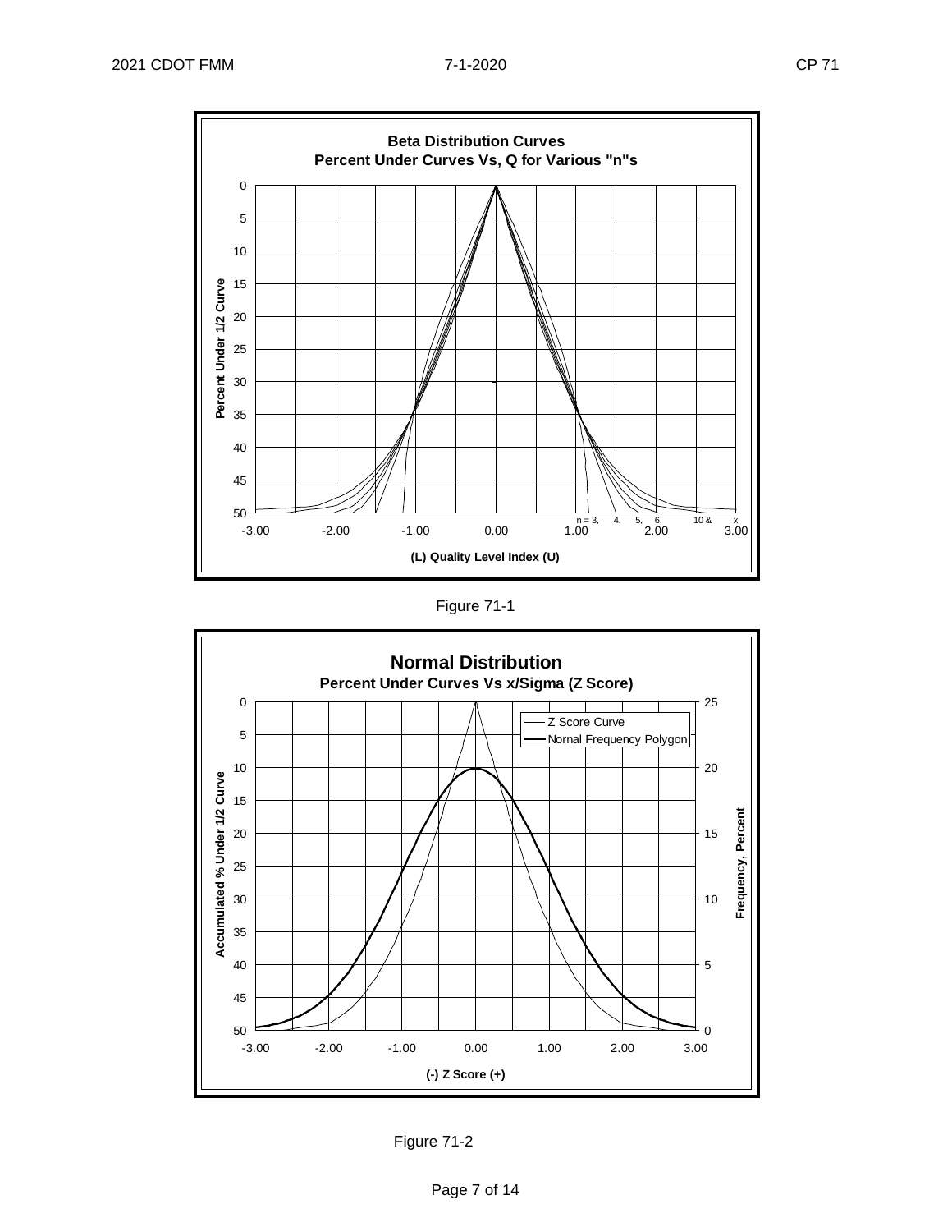**Beta Distribution Curves**
**Percent Under Curves Vs, Q for Various "n"s**

Percent Under 1/2 Curve

(L) Quality Level Index (U)

n = 3, 4. 5, 6, 10 & x

Figure 71-1

**Normal Distribution**
**Percent Under Curves Vs x/Sigma (Z Score)**

Z Score Curve

Nornal Frequency Polygon

Accumulated % Under 1/2 Curve

Frequency, Percent

(-) Z Score (+)

Figure 71-2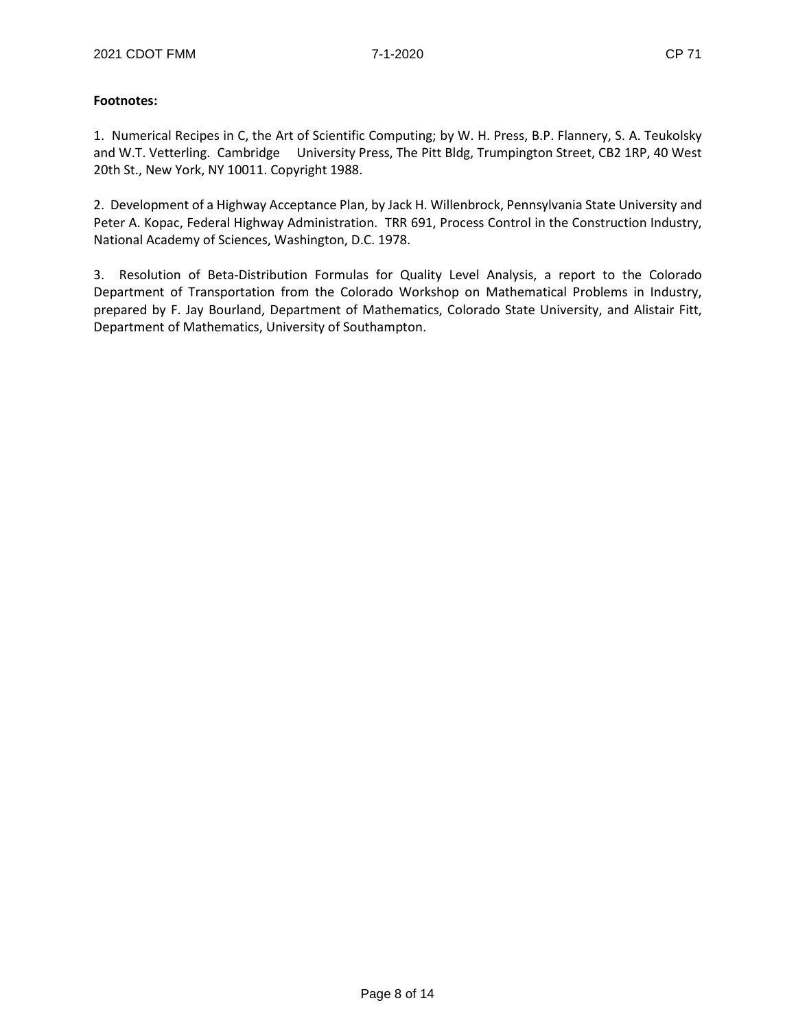**Footnotes:**

1. Numerical Recipes in C, the Art of Scientific Computing; by W. H. Press, B.P. Flannery, S. A. Teukolsky and W.T. Vetterling. Cambridge University Press, The Pitt Bldg, Trumpington Street, CB2 1RP, 40 West 20th St., New York, NY 10011. Copyright 1988.

2. Development of a Highway Acceptance Plan, by Jack H. Willenbrock, Pennsylvania State University and Peter A. Kopac, Federal Highway Administration. TRR 691, Process Control in the Construction Industry, National Academy of Sciences, Washington, D.C. 1978.

3. Resolution of Beta-Distribution Formulas for Quality Level Analysis, a report to the Colorado Department of Transportation from the Colorado Workshop on Mathematical Problems in Industry, prepared by F. Jay Bourland, Department of Mathematics, Colorado State University, and Alistair Fitt, Department of Mathematics, University of Southampton.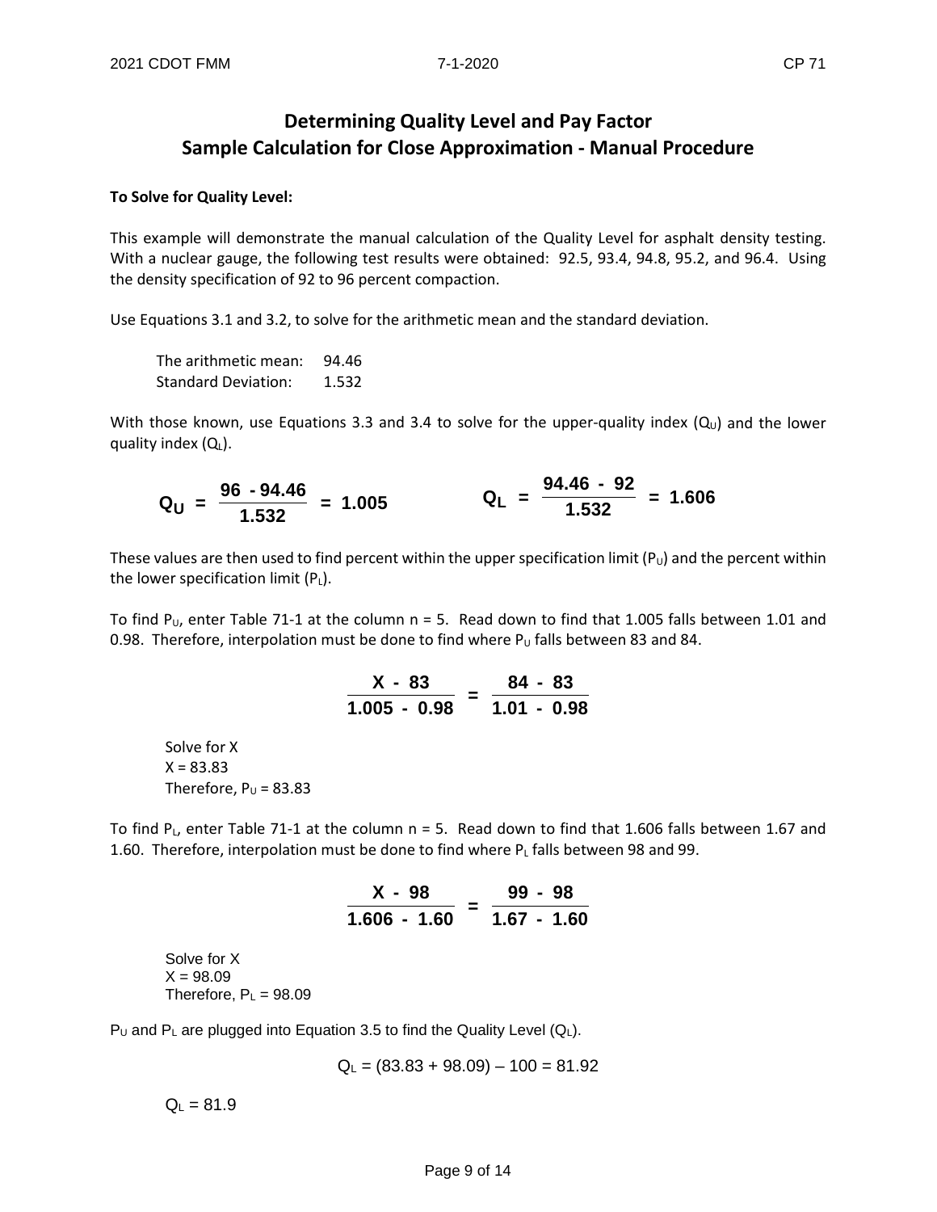# Determining Quality Level and Pay Factor
# Sample Calculation for Close Approximation - Manual Procedure

**To Solve for Quality Level:**

This example will demonstrate the manual calculation of the Quality Level for asphalt density testing. With a nuclear gauge, the following test results were obtained: 92.5, 93.4, 94.8, 95.2, and 96.4. Using the density specification of 92 to 96 percent compaction.

Use Equations 3.1 and 3.2, to solve for the arithmetic mean and the standard deviation.

The arithmetic mean: 94.46
Standard Deviation: 1.532

With those known, use Equations 3.3 and 3.4 to solve for the upper-quality index ($Q_U$) and the lower quality index ($Q_L$).

$$Q_U = \frac{96 - 94.46}{1.532} = 1.005 \qquad Q_L = \frac{94.46 - 92}{1.532} = 1.606$$

These values are then used to find percent within the upper specification limit ($P_U$) and the percent within the lower specification limit ($P_L$).

To find $P_U$, enter Table 71-1 at the column n = 5. Read down to find that 1.005 falls between 1.01 and 0.98. Therefore, interpolation must be done to find where $P_U$ falls between 83 and 84.

$$\frac{X - 83}{1.005 - 0.98} = \frac{84 - 83}{1.01 - 0.98}$$

Solve for X
X = 83.83
Therefore, $P_U$ = 83.83

To find $P_L$, enter Table 71-1 at the column n = 5. Read down to find that 1.606 falls between 1.67 and 1.60. Therefore, interpolation must be done to find where $P_L$ falls between 98 and 99.

$$\frac{X - 98}{1.606 - 1.60} = \frac{99 - 98}{1.67 - 1.60}$$

Solve for X
X = 98.09
Therefore, $P_L$ = 98.09

$P_U$ and $P_L$ are plugged into Equation 3.5 to find the Quality Level ($Q_L$).

$$Q_L = (83.83 + 98.09) - 100 = 81.92$$

$Q_L$ = 81.9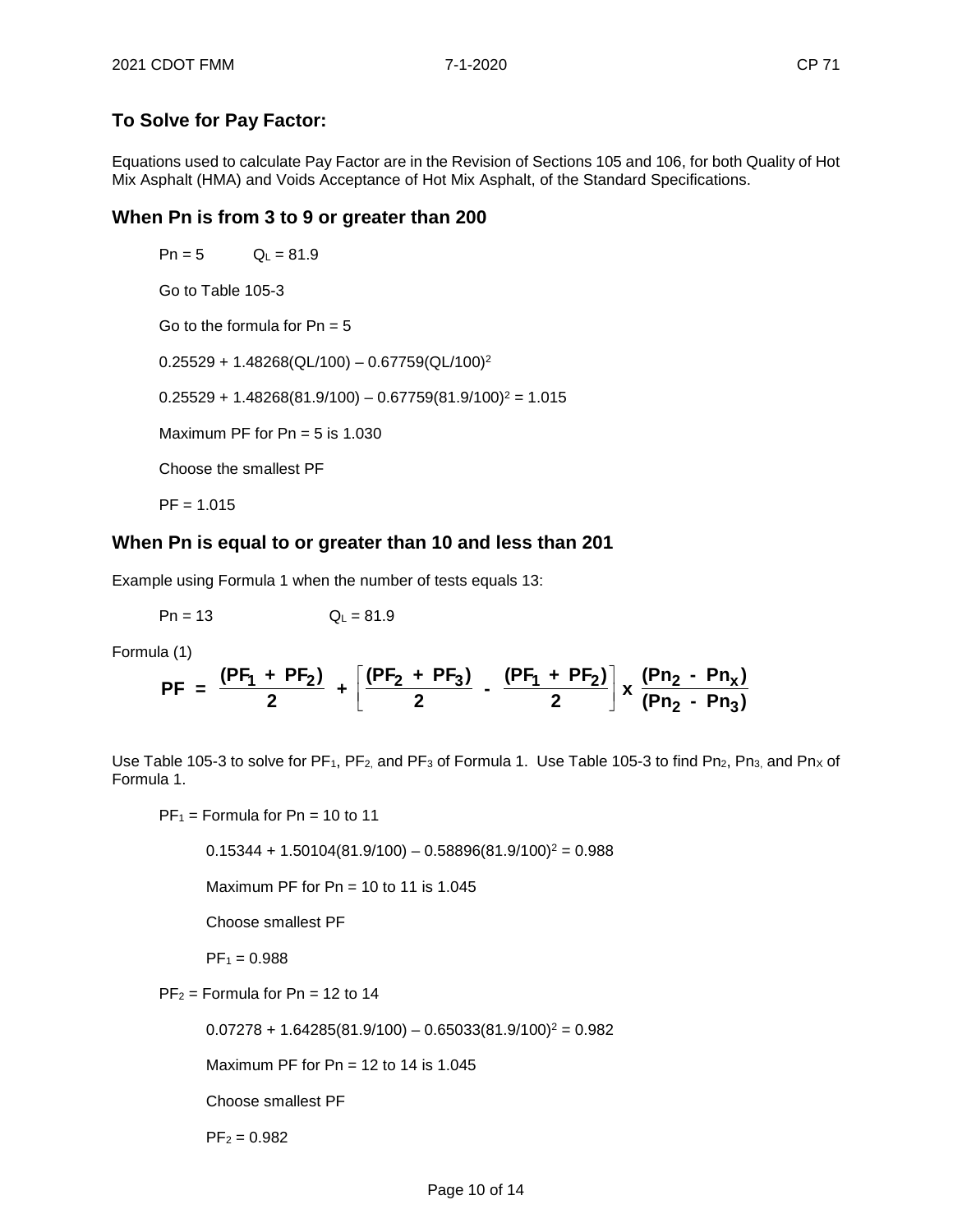## To Solve for Pay Factor:

Equations used to calculate Pay Factor are in the Revision of Sections 105 and 106, for both Quality of Hot Mix Asphalt (HMA) and Voids Acceptance of Hot Mix Asphalt, of the Standard Specifications.

### When Pn is from 3 to 9 or greater than 200

$Pn = 5$ $\quad Q_L = 81.9$

Go to Table 105-3

Go to the formula for Pn = 5

$0.25529 + 1.48268(QL/100) – 0.67759(QL/100)^2$

$0.25529 + 1.48268(81.9/100) – 0.67759(81.9/100)^2 = 1.015$

Maximum PF for Pn = 5 is 1.030

Choose the smallest PF

PF = 1.015

### When Pn is equal to or greater than 10 and less than 201

Example using Formula 1 when the number of tests equals 13:

$Pn = 13$ $\quad Q_L = 81.9$

Formula (1)

$$PF = \frac{(PF_1 + PF_2)}{2} + \left[\frac{(PF_2 + PF_3)}{2} - \frac{(PF_1 + PF_2)}{2}\right] x \frac{(Pn_2 - Pn_x)}{(Pn_2 - Pn_3)}$$

Use Table 105-3 to solve for $PF_1$, $PF_2$, and $PF_3$ of Formula 1. Use Table 105-3 to find $Pn_2$, $Pn_3$, and $Pn_X$ of Formula 1.

$PF_1$ = Formula for Pn = 10 to 11

$0.15344 + 1.50104(81.9/100) – 0.58896(81.9/100)^2 = 0.988$

Maximum PF for Pn = 10 to 11 is 1.045

Choose smallest PF

$PF_1 = 0.988$

$PF_2$ = Formula for Pn = 12 to 14

$0.07278 + 1.64285(81.9/100) – 0.65033(81.9/100)^2 = 0.982$

Maximum PF for Pn = 12 to 14 is 1.045

Choose smallest PF

$PF_2 = 0.982$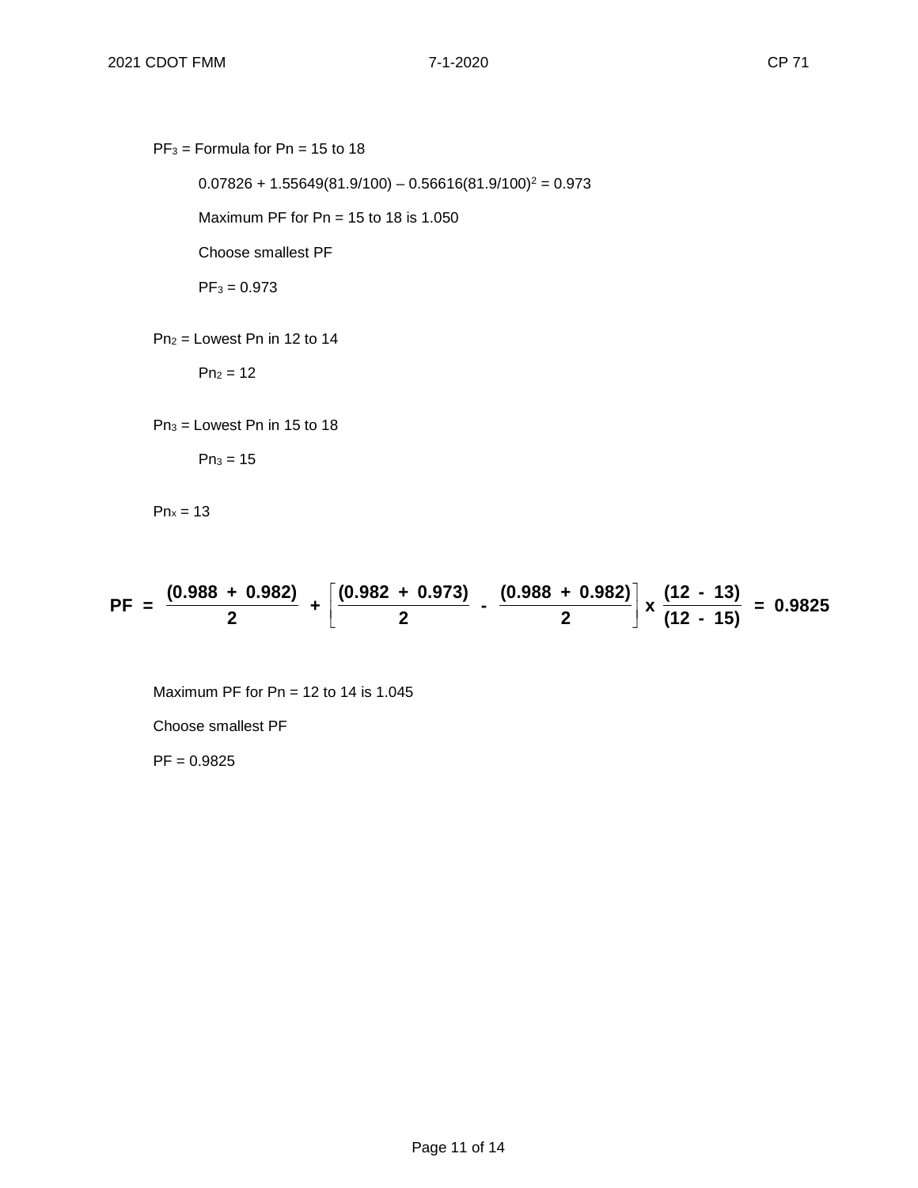$PF_3$ = Formula for Pn = 15 to 18

$0.07826 + 1.55649(81.9/100) – 0.56616(81.9/100)^2 = 0.973$

Maximum PF for Pn = 15 to 18 is 1.050

Choose smallest PF

$PF_3 = 0.973$

$Pn_2$ = Lowest Pn in 12 to 14

$Pn_2 = 12$

$Pn_3$ = Lowest Pn in 15 to 18

$Pn_3 = 15$

$Pn_x = 13$

$$\mathbf{PF} = \frac{(0.988 + 0.982)}{2} + \left[\frac{(0.982 + 0.973)}{2} - \frac{(0.988 + 0.982)}{2}\right] \times \frac{(12 - 13)}{(12 - 15)} = 0.9825$$

Maximum PF for Pn = 12 to 14 is 1.045

Choose smallest PF

PF = 0.9825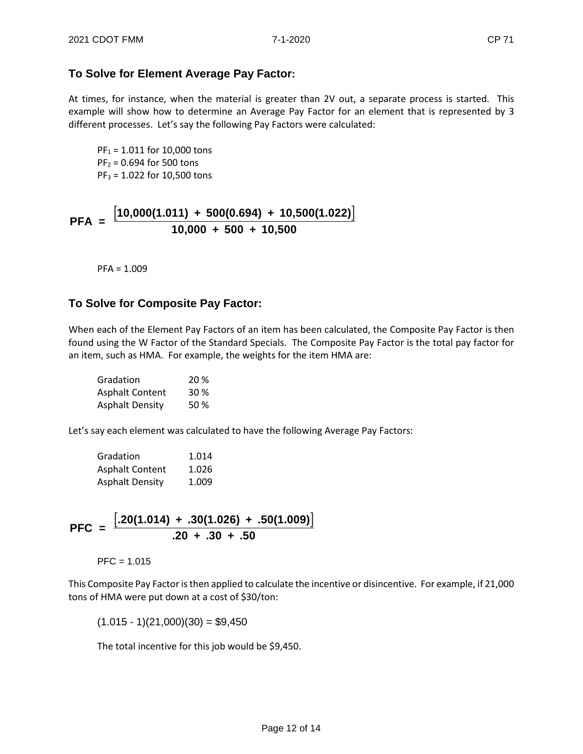## To Solve for Element Average Pay Factor:

At times, for instance, when the material is greater than 2V out, a separate process is started. This example will show how to determine an Average Pay Factor for an element that is represented by 3 different processes. Let's say the following Pay Factors were calculated:

$PF_1$ = 1.011 for 10,000 tons
$PF_2$ = 0.694 for 500 tons
$PF_3$ = 1.022 for 10,500 tons

$$\mathbf{PFA} = \frac{[10{,}000(1.011) + 500(0.694) + 10{,}500(1.022)]}{10{,}000 + 500 + 10{,}500}$$

PFA = 1.009

## To Solve for Composite Pay Factor:

When each of the Element Pay Factors of an item has been calculated, the Composite Pay Factor is then found using the W Factor of the Standard Specials. The Composite Pay Factor is the total pay factor for an item, such as HMA. For example, the weights for the item HMA are:

| | |
|---|---|
| Gradation | 20 % |
| Asphalt Content | 30 % |
| Asphalt Density | 50 % |

Let's say each element was calculated to have the following Average Pay Factors:

| | |
|---|---|
| Gradation | 1.014 |
| Asphalt Content | 1.026 |
| Asphalt Density | 1.009 |

$$\mathbf{PFC} = \frac{[.20(1.014) + .30(1.026) + .50(1.009)]}{.20 + .30 + .50}$$

PFC = 1.015

This Composite Pay Factor is then applied to calculate the incentive or disincentive. For example, if 21,000 tons of HMA were put down at a cost of $30/ton:

(1.015 - 1)(21,000)(30) = $9,450

The total incentive for this job would be $9,450.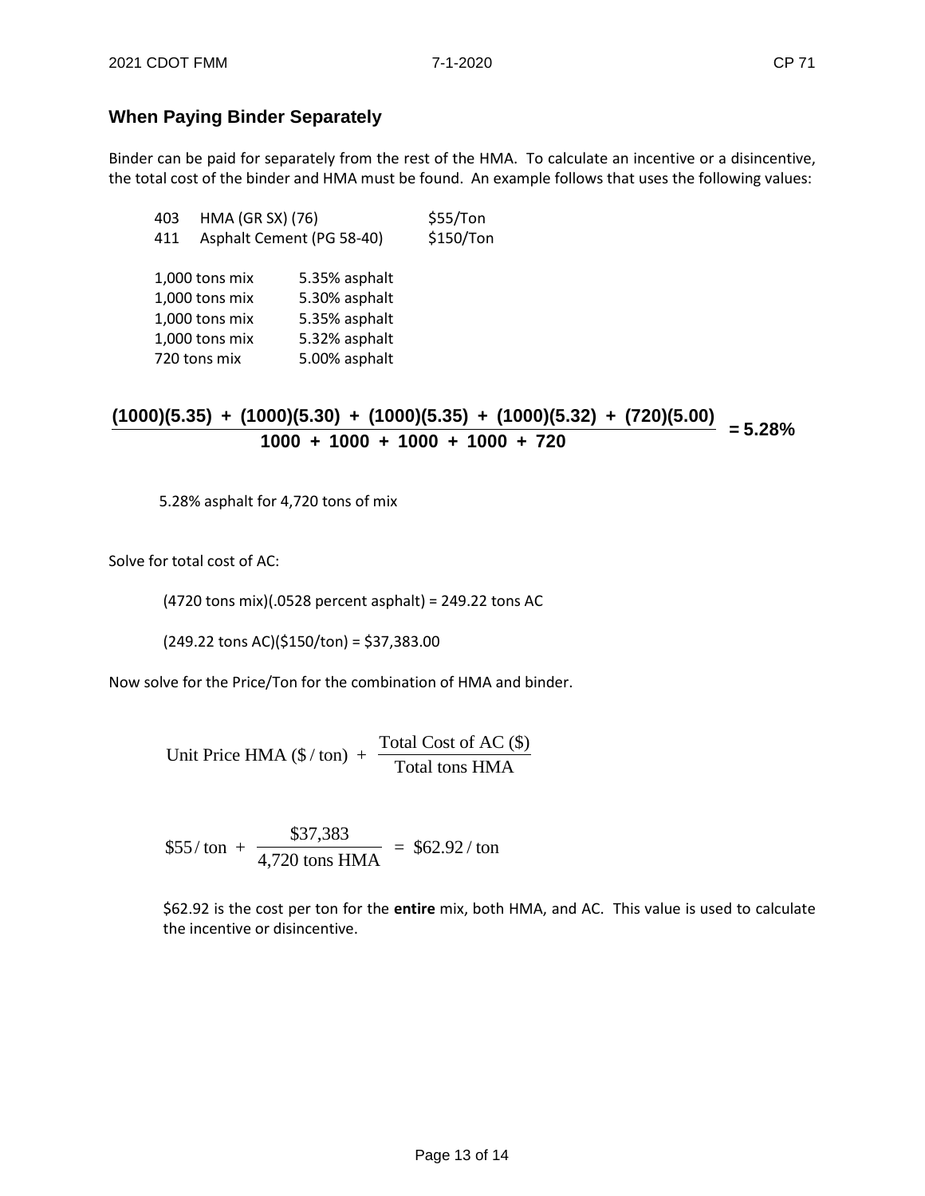## When Paying Binder Separately

Binder can be paid for separately from the rest of the HMA. To calculate an incentive or a disincentive, the total cost of the binder and HMA must be found. An example follows that uses the following values:

| | | |
|---|---|---|
| 403 | HMA (GR SX) (76) | \$55/Ton |
| 411 | Asphalt Cement (PG 58-40) | \$150/Ton |

| | |
|---|---|
| 1,000 tons mix | 5.35% asphalt |
| 1,000 tons mix | 5.30% asphalt |
| 1,000 tons mix | 5.35% asphalt |
| 1,000 tons mix | 5.32% asphalt |
| 720 tons mix | 5.00% asphalt |

$$\frac{(1000)(5.35) + (1000)(5.30) + (1000)(5.35) + (1000)(5.32) + (720)(5.00)}{1000 + 1000 + 1000 + 1000 + 720} = 5.28\%$$

5.28% asphalt for 4,720 tons of mix

Solve for total cost of AC:

(4720 tons mix)(.0528 percent asphalt) = 249.22 tons AC

(249.22 tons AC)(\$150/ton) = \$37,383.00

Now solve for the Price/Ton for the combination of HMA and binder.

$$\text{Unit Price HMA (\$/ton)} + \frac{\text{Total Cost of AC (\$)}}{\text{Total tons HMA}}$$

$$\$55/\text{ton} + \frac{\$37{,}383}{4{,}720 \text{ tons HMA}} = \$62.92/\text{ton}$$

\$62.92 is the cost per ton for the **entire** mix, both HMA, and AC. This value is used to calculate the incentive or disincentive.